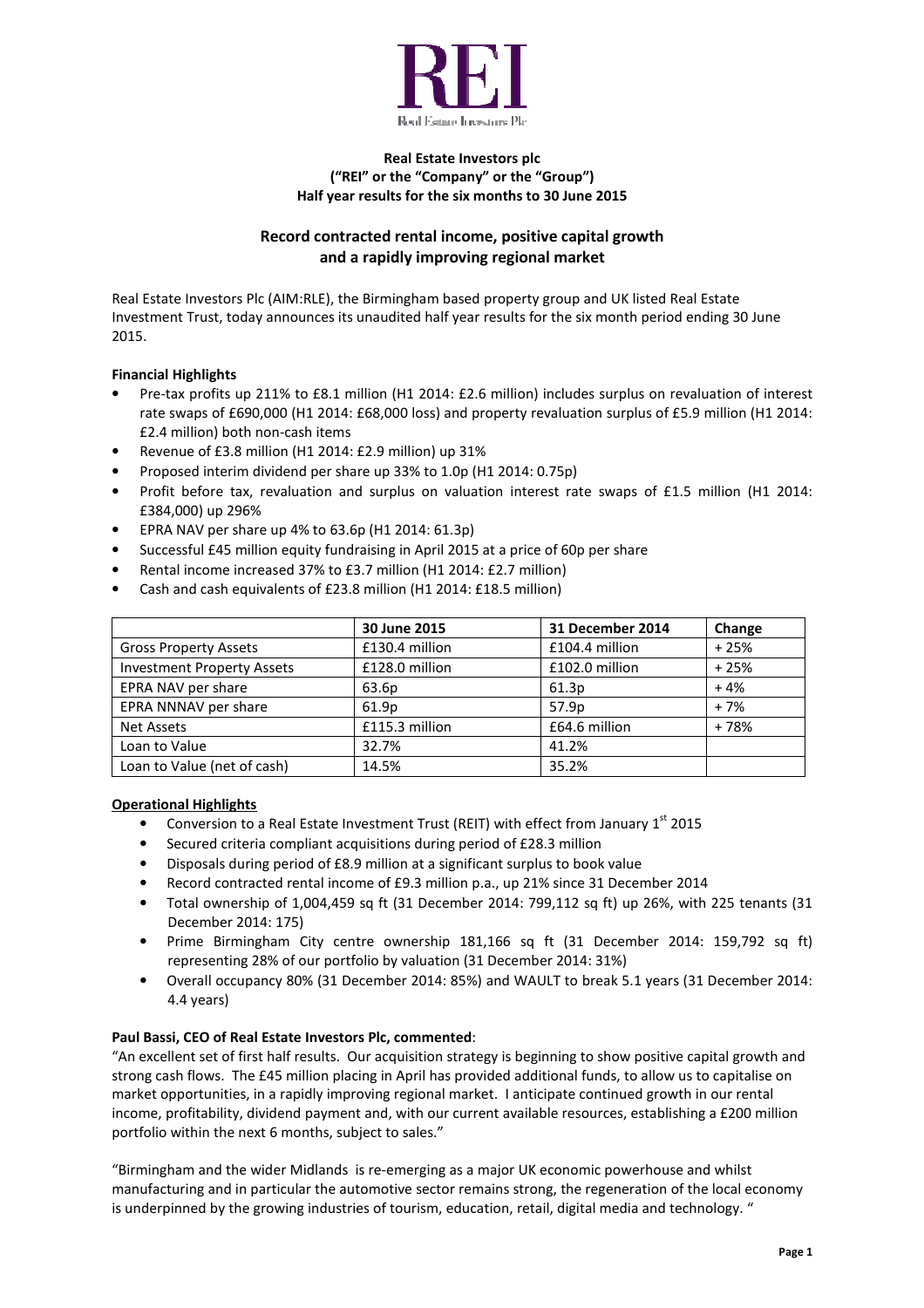**Real Estate Investors plc**
**("REI" or the "Company" or the "Group")**
**Half year results for the six months to 30 June 2015**

## Record contracted rental income, positive capital growth and a rapidly improving regional market

Real Estate Investors Plc (AIM:RLE), the Birmingham based property group and UK listed Real Estate Investment Trust, today announces its unaudited half year results for the six month period ending 30 June 2015.

**Financial Highlights**

- Pre-tax profits up 211% to £8.1 million (H1 2014: £2.6 million) includes surplus on revaluation of interest rate swaps of £690,000 (H1 2014: £68,000 loss) and property revaluation surplus of £5.9 million (H1 2014: £2.4 million) both non-cash items
- Revenue of £3.8 million (H1 2014: £2.9 million) up 31%
- Proposed interim dividend per share up 33% to 1.0p (H1 2014: 0.75p)
- Profit before tax, revaluation and surplus on valuation interest rate swaps of £1.5 million (H1 2014: £384,000) up 296%
- EPRA NAV per share up 4% to 63.6p (H1 2014: 61.3p)
- Successful £45 million equity fundraising in April 2015 at a price of 60p per share
- Rental income increased 37% to £3.7 million (H1 2014: £2.7 million)
- Cash and cash equivalents of £23.8 million (H1 2014: £18.5 million)

| | 30 June 2015 | 31 December 2014 | Change |
|---|---|---|---|
| Gross Property Assets | £130.4 million | £104.4 million | + 25% |
| Investment Property Assets | £128.0 million | £102.0 million | + 25% |
| EPRA NAV per share | 63.6p | 61.3p | + 4% |
| EPRA NNNAV per share | 61.9p | 57.9p | + 7% |
| Net Assets | £115.3 million | £64.6 million | + 78% |
| Loan to Value | 32.7% | 41.2% | |
| Loan to Value (net of cash) | 14.5% | 35.2% | |

**Operational Highlights**

- Conversion to a Real Estate Investment Trust (REIT) with effect from January 1st 2015
- Secured criteria compliant acquisitions during period of £28.3 million
- Disposals during period of £8.9 million at a significant surplus to book value
- Record contracted rental income of £9.3 million p.a., up 21% since 31 December 2014
- Total ownership of 1,004,459 sq ft (31 December 2014: 799,112 sq ft) up 26%, with 225 tenants (31 December 2014: 175)
- Prime Birmingham City centre ownership 181,166 sq ft (31 December 2014: 159,792 sq ft) representing 28% of our portfolio by valuation (31 December 2014: 31%)
- Overall occupancy 80% (31 December 2014: 85%) and WAULT to break 5.1 years (31 December 2014: 4.4 years)

**Paul Bassi, CEO of Real Estate Investors Plc, commented**:

"An excellent set of first half results. Our acquisition strategy is beginning to show positive capital growth and strong cash flows. The £45 million placing in April has provided additional funds, to allow us to capitalise on market opportunities, in a rapidly improving regional market. I anticipate continued growth in our rental income, profitability, dividend payment and, with our current available resources, establishing a £200 million portfolio within the next 6 months, subject to sales."

"Birmingham and the wider Midlands is re-emerging as a major UK economic powerhouse and whilst manufacturing and in particular the automotive sector remains strong, the regeneration of the local economy is underpinned by the growing industries of tourism, education, retail, digital media and technology. "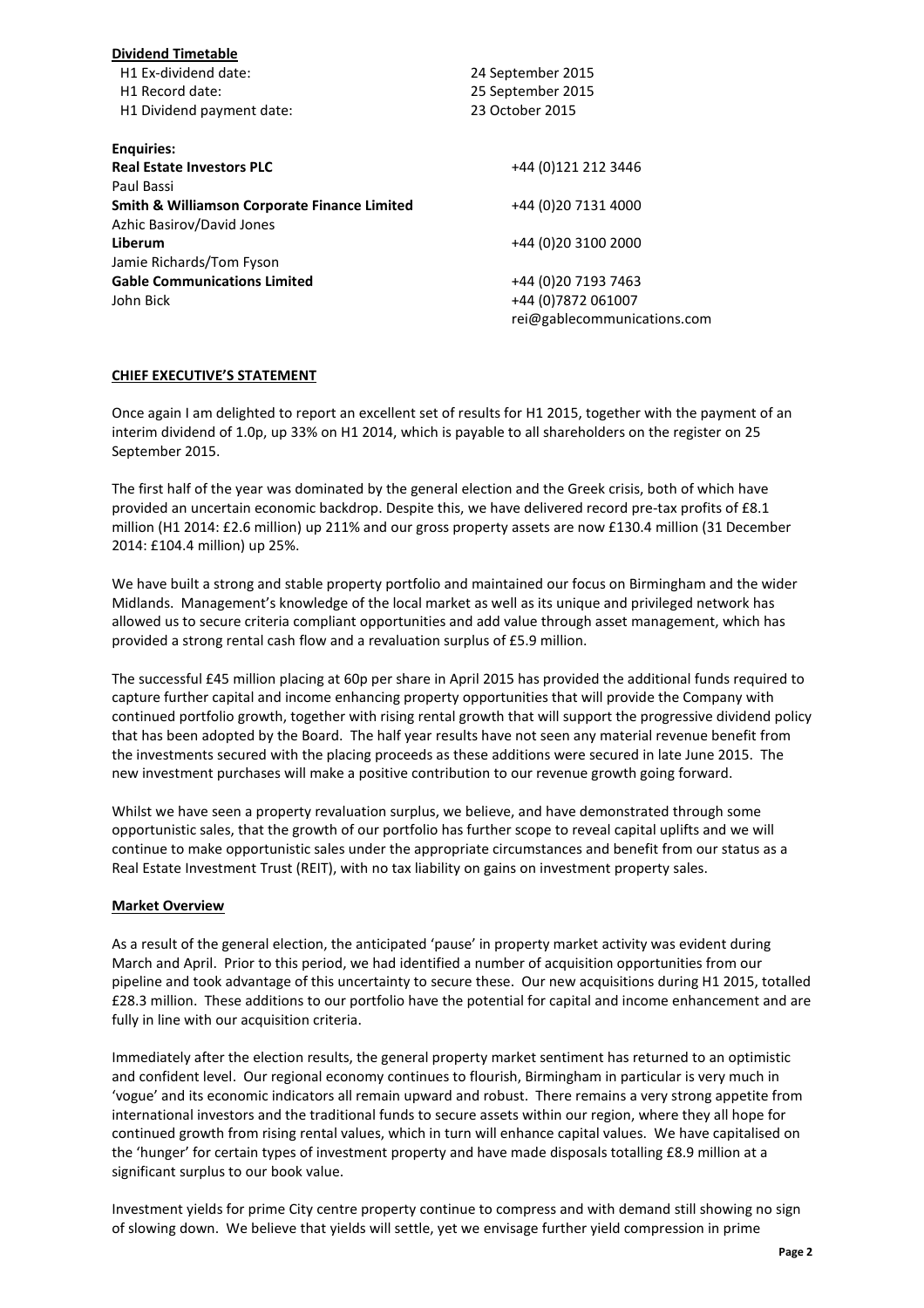**Dividend Timetable**

| | |
|---|---|
| H1 Ex-dividend date: | 24 September 2015 |
| H1 Record date: | 25 September 2015 |
| H1 Dividend payment date: | 23 October 2015 |

**Enquiries:**

| | |
|---|---|
| **Real Estate Investors PLC** | +44 (0)121 212 3446 |
| Paul Bassi | |
| **Smith & Williamson Corporate Finance Limited** | +44 (0)20 7131 4000 |
| Azhic Basirov/David Jones | |
| **Liberum** | +44 (0)20 3100 2000 |
| Jamie Richards/Tom Fyson | |
| **Gable Communications Limited** | +44 (0)20 7193 7463 |
| John Bick | +44 (0)7872 061007 |
| | rei@gablecommunications.com |

## CHIEF EXECUTIVE'S STATEMENT

Once again I am delighted to report an excellent set of results for H1 2015, together with the payment of an interim dividend of 1.0p, up 33% on H1 2014, which is payable to all shareholders on the register on 25 September 2015.

The first half of the year was dominated by the general election and the Greek crisis, both of which have provided an uncertain economic backdrop. Despite this, we have delivered record pre-tax profits of £8.1 million (H1 2014: £2.6 million) up 211% and our gross property assets are now £130.4 million (31 December 2014: £104.4 million) up 25%.

We have built a strong and stable property portfolio and maintained our focus on Birmingham and the wider Midlands. Management's knowledge of the local market as well as its unique and privileged network has allowed us to secure criteria compliant opportunities and add value through asset management, which has provided a strong rental cash flow and a revaluation surplus of £5.9 million.

The successful £45 million placing at 60p per share in April 2015 has provided the additional funds required to capture further capital and income enhancing property opportunities that will provide the Company with continued portfolio growth, together with rising rental growth that will support the progressive dividend policy that has been adopted by the Board. The half year results have not seen any material revenue benefit from the investments secured with the placing proceeds as these additions were secured in late June 2015. The new investment purchases will make a positive contribution to our revenue growth going forward.

Whilst we have seen a property revaluation surplus, we believe, and have demonstrated through some opportunistic sales, that the growth of our portfolio has further scope to reveal capital uplifts and we will continue to make opportunistic sales under the appropriate circumstances and benefit from our status as a Real Estate Investment Trust (REIT), with no tax liability on gains on investment property sales.

## Market Overview

As a result of the general election, the anticipated 'pause' in property market activity was evident during March and April. Prior to this period, we had identified a number of acquisition opportunities from our pipeline and took advantage of this uncertainty to secure these. Our new acquisitions during H1 2015, totalled £28.3 million. These additions to our portfolio have the potential for capital and income enhancement and are fully in line with our acquisition criteria.

Immediately after the election results, the general property market sentiment has returned to an optimistic and confident level. Our regional economy continues to flourish, Birmingham in particular is very much in 'vogue' and its economic indicators all remain upward and robust. There remains a very strong appetite from international investors and the traditional funds to secure assets within our region, where they all hope for continued growth from rising rental values, which in turn will enhance capital values. We have capitalised on the 'hunger' for certain types of investment property and have made disposals totalling £8.9 million at a significant surplus to our book value.

Investment yields for prime City centre property continue to compress and with demand still showing no sign of slowing down. We believe that yields will settle, yet we envisage further yield compression in prime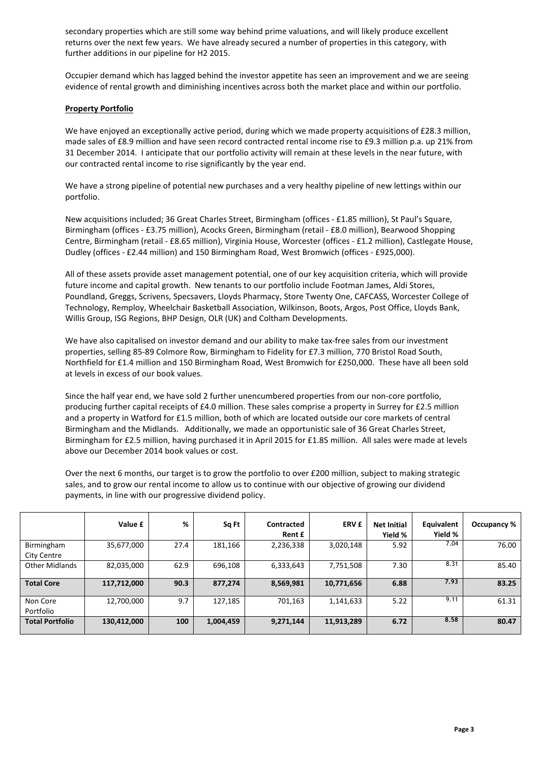secondary properties which are still some way behind prime valuations, and will likely produce excellent returns over the next few years. We have already secured a number of properties in this category, with further additions in our pipeline for H2 2015.

Occupier demand which has lagged behind the investor appetite has seen an improvement and we are seeing evidence of rental growth and diminishing incentives across both the market place and within our portfolio.

**Property Portfolio**

We have enjoyed an exceptionally active period, during which we made property acquisitions of £28.3 million, made sales of £8.9 million and have seen record contracted rental income rise to £9.3 million p.a. up 21% from 31 December 2014. I anticipate that our portfolio activity will remain at these levels in the near future, with our contracted rental income to rise significantly by the year end.

We have a strong pipeline of potential new purchases and a very healthy pipeline of new lettings within our portfolio.

New acquisitions included; 36 Great Charles Street, Birmingham (offices - £1.85 million), St Paul's Square, Birmingham (offices - £3.75 million), Acocks Green, Birmingham (retail - £8.0 million), Bearwood Shopping Centre, Birmingham (retail - £8.65 million), Virginia House, Worcester (offices - £1.2 million), Castlegate House, Dudley (offices - £2.44 million) and 150 Birmingham Road, West Bromwich (offices - £925,000).

All of these assets provide asset management potential, one of our key acquisition criteria, which will provide future income and capital growth. New tenants to our portfolio include Footman James, Aldi Stores, Poundland, Greggs, Scrivens, Specsavers, Lloyds Pharmacy, Store Twenty One, CAFCASS, Worcester College of Technology, Remploy, Wheelchair Basketball Association, Wilkinson, Boots, Argos, Post Office, Lloyds Bank, Willis Group, ISG Regions, BHP Design, OLR (UK) and Coltham Developments.

We have also capitalised on investor demand and our ability to make tax-free sales from our investment properties, selling 85-89 Colmore Row, Birmingham to Fidelity for £7.3 million, 770 Bristol Road South, Northfield for £1.4 million and 150 Birmingham Road, West Bromwich for £250,000. These have all been sold at levels in excess of our book values.

Since the half year end, we have sold 2 further unencumbered properties from our non-core portfolio, producing further capital receipts of £4.0 million. These sales comprise a property in Surrey for £2.5 million and a property in Watford for £1.5 million, both of which are located outside our core markets of central Birmingham and the Midlands. Additionally, we made an opportunistic sale of 36 Great Charles Street, Birmingham for £2.5 million, having purchased it in April 2015 for £1.85 million. All sales were made at levels above our December 2014 book values or cost.

Over the next 6 months, our target is to grow the portfolio to over £200 million, subject to making strategic sales, and to grow our rental income to allow us to continue with our objective of growing our dividend payments, in line with our progressive dividend policy.

| | Value £ | % | Sq Ft | Contracted Rent £ | ERV £ | Net Initial Yield % | Equivalent Yield % | Occupancy % |
|---|---|---|---|---|---|---|---|---|
| Birmingham City Centre | 35,677,000 | 27.4 | 181,166 | 2,236,338 | 3,020,148 | 5.92 | 7.04 | 76.00 |
| Other Midlands | 82,035,000 | 62.9 | 696,108 | 6,333,643 | 7,751,508 | 7.30 | 8.31 | 85.40 |
| **Total Core** | **117,712,000** | **90.3** | **877,274** | **8,569,981** | **10,771,656** | **6.88** | **7.93** | **83.25** |
| Non Core Portfolio | 12,700,000 | 9.7 | 127,185 | 701,163 | 1,141,633 | 5.22 | 9.11 | 61.31 |
| **Total Portfolio** | **130,412,000** | **100** | **1,004,459** | **9,271,144** | **11,913,289** | **6.72** | **8.58** | **80.47** |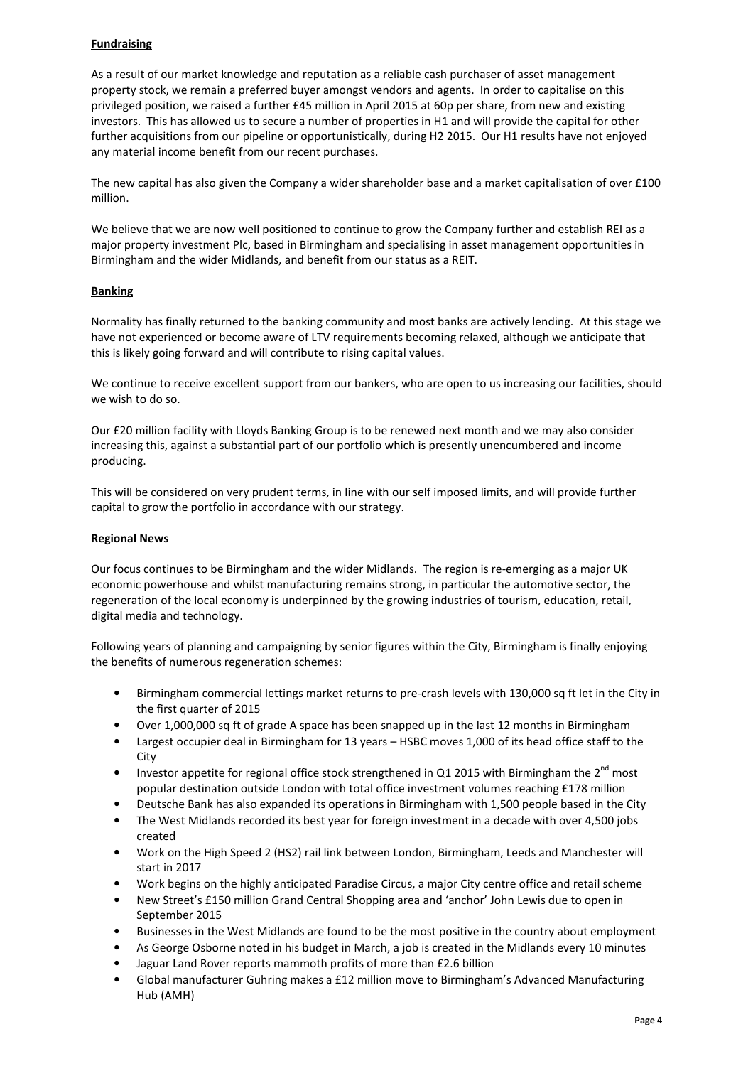**Fundraising**

As a result of our market knowledge and reputation as a reliable cash purchaser of asset management property stock, we remain a preferred buyer amongst vendors and agents. In order to capitalise on this privileged position, we raised a further £45 million in April 2015 at 60p per share, from new and existing investors. This has allowed us to secure a number of properties in H1 and will provide the capital for other further acquisitions from our pipeline or opportunistically, during H2 2015. Our H1 results have not enjoyed any material income benefit from our recent purchases.

The new capital has also given the Company a wider shareholder base and a market capitalisation of over £100 million.

We believe that we are now well positioned to continue to grow the Company further and establish REI as a major property investment Plc, based in Birmingham and specialising in asset management opportunities in Birmingham and the wider Midlands, and benefit from our status as a REIT.

**Banking**

Normality has finally returned to the banking community and most banks are actively lending. At this stage we have not experienced or become aware of LTV requirements becoming relaxed, although we anticipate that this is likely going forward and will contribute to rising capital values.

We continue to receive excellent support from our bankers, who are open to us increasing our facilities, should we wish to do so.

Our £20 million facility with Lloyds Banking Group is to be renewed next month and we may also consider increasing this, against a substantial part of our portfolio which is presently unencumbered and income producing.

This will be considered on very prudent terms, in line with our self imposed limits, and will provide further capital to grow the portfolio in accordance with our strategy.

**Regional News**

Our focus continues to be Birmingham and the wider Midlands. The region is re-emerging as a major UK economic powerhouse and whilst manufacturing remains strong, in particular the automotive sector, the regeneration of the local economy is underpinned by the growing industries of tourism, education, retail, digital media and technology.

Following years of planning and campaigning by senior figures within the City, Birmingham is finally enjoying the benefits of numerous regeneration schemes:

- Birmingham commercial lettings market returns to pre-crash levels with 130,000 sq ft let in the City in the first quarter of 2015
- Over 1,000,000 sq ft of grade A space has been snapped up in the last 12 months in Birmingham
- Largest occupier deal in Birmingham for 13 years – HSBC moves 1,000 of its head office staff to the City
- Investor appetite for regional office stock strengthened in Q1 2015 with Birmingham the 2nd most popular destination outside London with total office investment volumes reaching £178 million
- Deutsche Bank has also expanded its operations in Birmingham with 1,500 people based in the City
- The West Midlands recorded its best year for foreign investment in a decade with over 4,500 jobs created
- Work on the High Speed 2 (HS2) rail link between London, Birmingham, Leeds and Manchester will start in 2017
- Work begins on the highly anticipated Paradise Circus, a major City centre office and retail scheme
- New Street's £150 million Grand Central Shopping area and 'anchor' John Lewis due to open in September 2015
- Businesses in the West Midlands are found to be the most positive in the country about employment
- As George Osborne noted in his budget in March, a job is created in the Midlands every 10 minutes
- Jaguar Land Rover reports mammoth profits of more than £2.6 billion
- Global manufacturer Guhring makes a £12 million move to Birmingham's Advanced Manufacturing Hub (AMH)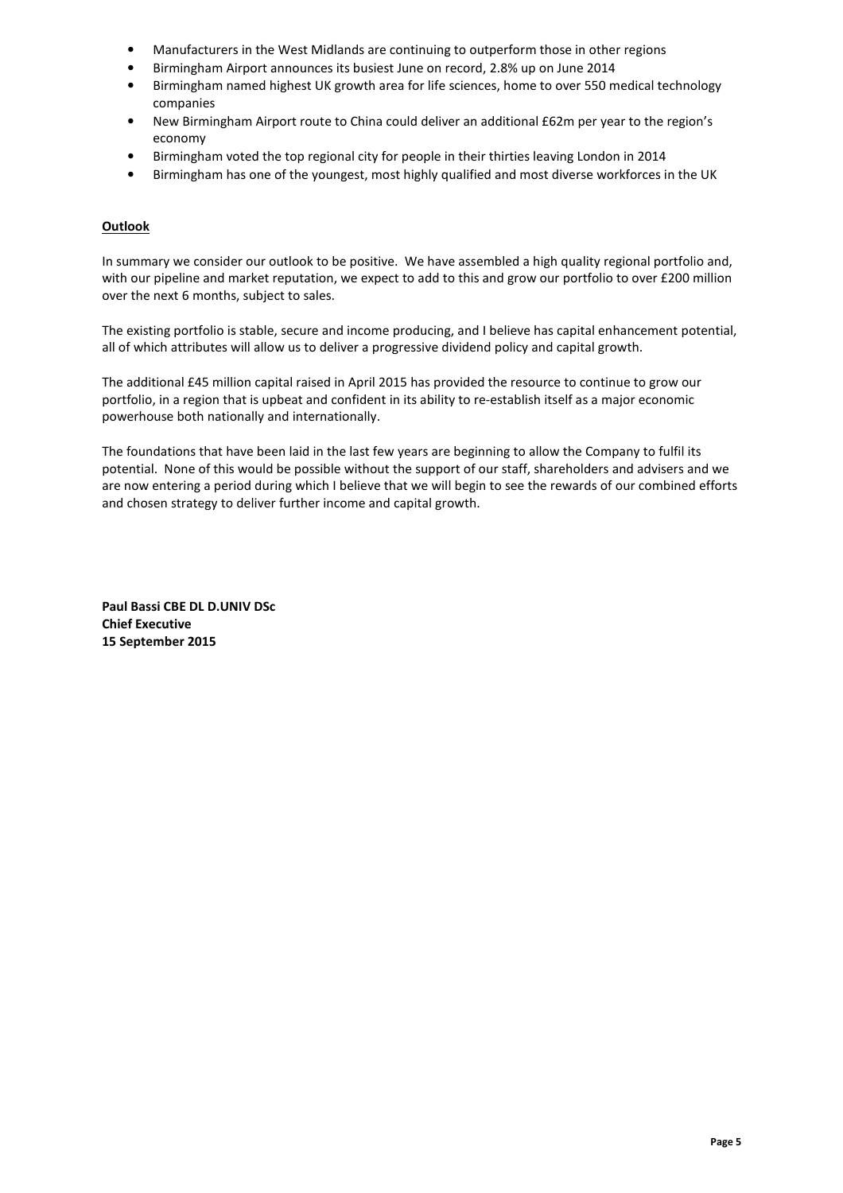- Manufacturers in the West Midlands are continuing to outperform those in other regions
- Birmingham Airport announces its busiest June on record, 2.8% up on June 2014
- Birmingham named highest UK growth area for life sciences, home to over 550 medical technology companies
- New Birmingham Airport route to China could deliver an additional £62m per year to the region's economy
- Birmingham voted the top regional city for people in their thirties leaving London in 2014
- Birmingham has one of the youngest, most highly qualified and most diverse workforces in the UK

**Outlook**

In summary we consider our outlook to be positive. We have assembled a high quality regional portfolio and, with our pipeline and market reputation, we expect to add to this and grow our portfolio to over £200 million over the next 6 months, subject to sales.

The existing portfolio is stable, secure and income producing, and I believe has capital enhancement potential, all of which attributes will allow us to deliver a progressive dividend policy and capital growth.

The additional £45 million capital raised in April 2015 has provided the resource to continue to grow our portfolio, in a region that is upbeat and confident in its ability to re-establish itself as a major economic powerhouse both nationally and internationally.

The foundations that have been laid in the last few years are beginning to allow the Company to fulfil its potential. None of this would be possible without the support of our staff, shareholders and advisers and we are now entering a period during which I believe that we will begin to see the rewards of our combined efforts and chosen strategy to deliver further income and capital growth.

**Paul Bassi CBE DL D.UNIV DSc**
**Chief Executive**
**15 September 2015**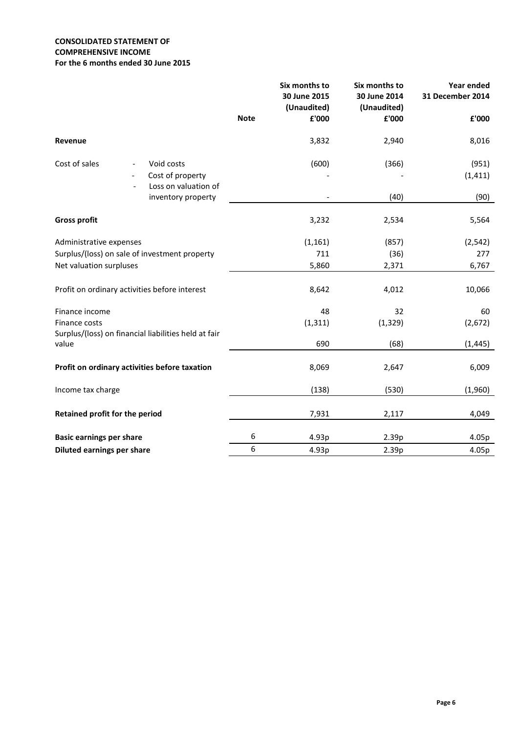**CONSOLIDATED STATEMENT OF COMPREHENSIVE INCOME**
**For the 6 months ended 30 June 2015**

| | Note | Six months to 30 June 2015 (Unaudited) £'000 | Six months to 30 June 2014 (Unaudited) £'000 | Year ended 31 December 2014 £'000 |
|---|---|---|---|---|
| **Revenue** | | 3,832 | 2,940 | 8,016 |
| Cost of sales - Void costs | | (600) | (366) | (951) |
| - Cost of property | | - | - | (1,411) |
| - Loss on valuation of inventory property | | - | (40) | (90) |
| **Gross profit** | | 3,232 | 2,534 | 5,564 |
| Administrative expenses | | (1,161) | (857) | (2,542) |
| Surplus/(loss) on sale of investment property | | 711 | (36) | 277 |
| Net valuation surpluses | | 5,860 | 2,371 | 6,767 |
| Profit on ordinary activities before interest | | 8,642 | 4,012 | 10,066 |
| Finance income | | 48 | 32 | 60 |
| Finance costs | | (1,311) | (1,329) | (2,672) |
| Surplus/(loss) on financial liabilities held at fair value | | 690 | (68) | (1,445) |
| **Profit on ordinary activities before taxation** | | 8,069 | 2,647 | 6,009 |
| Income tax charge | | (138) | (530) | (1,960) |
| **Retained profit for the period** | | 7,931 | 2,117 | 4,049 |
| **Basic earnings per share** | 6 | 4.93p | 2.39p | 4.05p |
| **Diluted earnings per share** | 6 | 4.93p | 2.39p | 4.05p |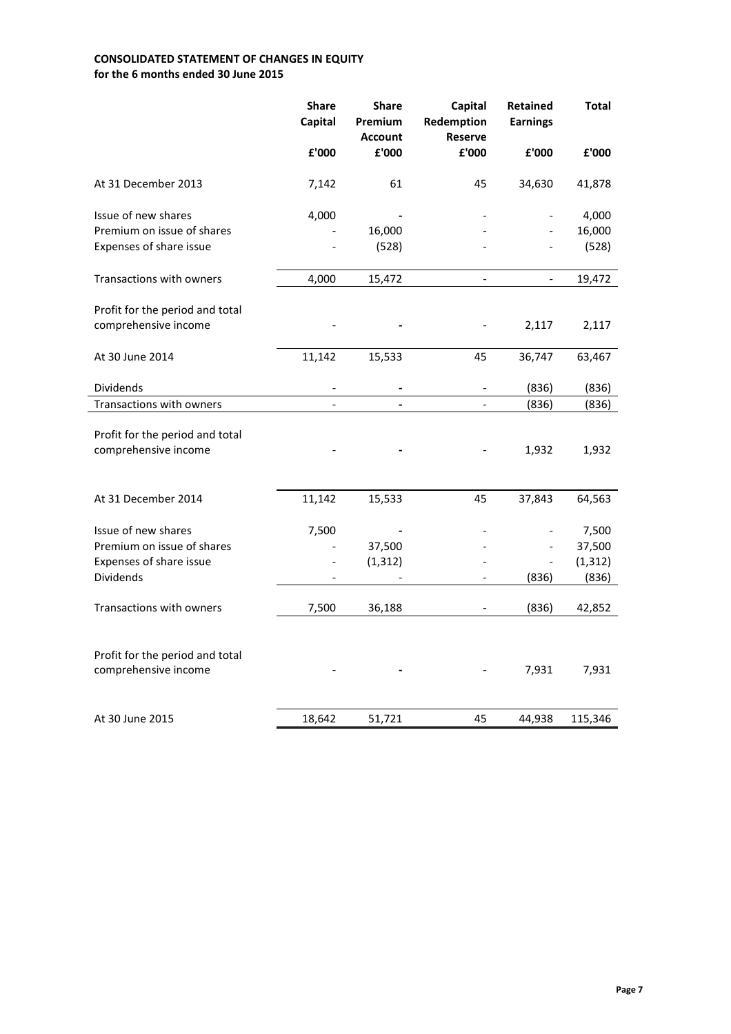**CONSOLIDATED STATEMENT OF CHANGES IN EQUITY**
**for the 6 months ended 30 June 2015**

| | Share Capital | Share Premium Account | Capital Redemption Reserve | Retained Earnings | Total |
|---|---|---|---|---|---|
| | £'000 | £'000 | £'000 | £'000 | £'000 |
| At 31 December 2013 | 7,142 | 61 | 45 | 34,630 | 41,878 |
| Issue of new shares | 4,000 | - | - | - | 4,000 |
| Premium on issue of shares | - | 16,000 | - | - | 16,000 |
| Expenses of share issue | - | (528) | - | - | (528) |
| Transactions with owners | 4,000 | 15,472 | - | - | 19,472 |
| Profit for the period and total comprehensive income | - | - | - | 2,117 | 2,117 |
| At 30 June 2014 | 11,142 | 15,533 | 45 | 36,747 | 63,467 |
| Dividends | - | - | - | (836) | (836) |
| Transactions with owners | - | - | - | (836) | (836) |
| Profit for the period and total comprehensive income | - | - | - | 1,932 | 1,932 |
| At 31 December 2014 | 11,142 | 15,533 | 45 | 37,843 | 64,563 |
| Issue of new shares | 7,500 | - | - | - | 7,500 |
| Premium on issue of shares | - | 37,500 | - | - | 37,500 |
| Expenses of share issue | - | (1,312) | - | - | (1,312) |
| Dividends | - | - | - | (836) | (836) |
| Transactions with owners | 7,500 | 36,188 | - | (836) | 42,852 |
| Profit for the period and total comprehensive income | - | - | - | 7,931 | 7,931 |
| At 30 June 2015 | 18,642 | 51,721 | 45 | 44,938 | 115,346 |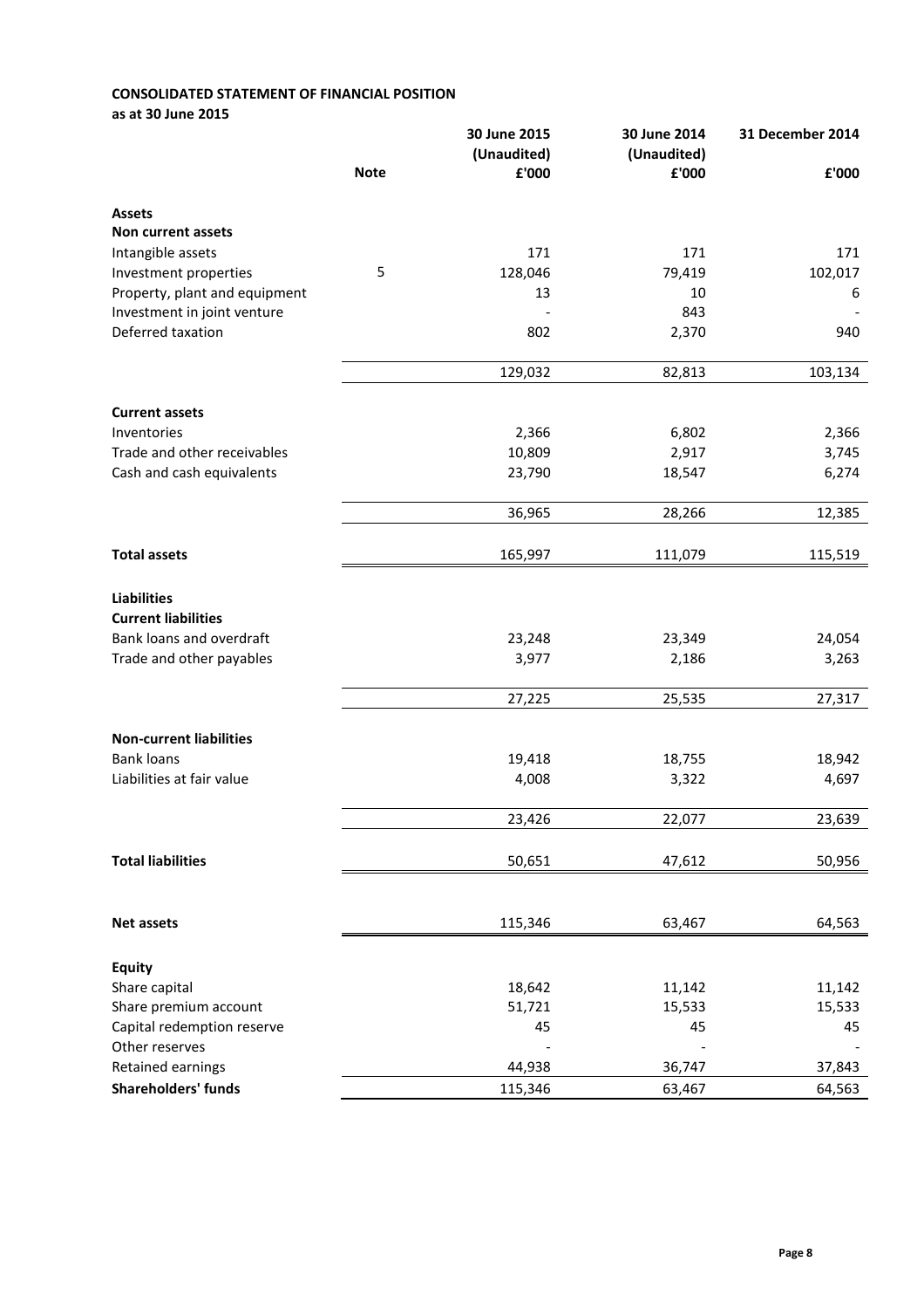**CONSOLIDATED STATEMENT OF FINANCIAL POSITION**
**as at 30 June 2015**

| | Note | 30 June 2015 (Unaudited) £'000 | 30 June 2014 (Unaudited) £'000 | 31 December 2014 £'000 |
|---|---|---|---|---|
| **Assets** | | | | |
| **Non current assets** | | | | |
| Intangible assets | | 171 | 171 | 171 |
| Investment properties | 5 | 128,046 | 79,419 | 102,017 |
| Property, plant and equipment | | 13 | 10 | 6 |
| Investment in joint venture | | - | 843 | - |
| Deferred taxation | | 802 | 2,370 | 940 |
| | | 129,032 | 82,813 | 103,134 |
| **Current assets** | | | | |
| Inventories | | 2,366 | 6,802 | 2,366 |
| Trade and other receivables | | 10,809 | 2,917 | 3,745 |
| Cash and cash equivalents | | 23,790 | 18,547 | 6,274 |
| | | 36,965 | 28,266 | 12,385 |
| **Total assets** | | 165,997 | 111,079 | 115,519 |
| **Liabilities** | | | | |
| **Current liabilities** | | | | |
| Bank loans and overdraft | | 23,248 | 23,349 | 24,054 |
| Trade and other payables | | 3,977 | 2,186 | 3,263 |
| | | 27,225 | 25,535 | 27,317 |
| **Non-current liabilities** | | | | |
| Bank loans | | 19,418 | 18,755 | 18,942 |
| Liabilities at fair value | | 4,008 | 3,322 | 4,697 |
| | | 23,426 | 22,077 | 23,639 |
| **Total liabilities** | | 50,651 | 47,612 | 50,956 |
| **Net assets** | | 115,346 | 63,467 | 64,563 |
| **Equity** | | | | |
| Share capital | | 18,642 | 11,142 | 11,142 |
| Share premium account | | 51,721 | 15,533 | 15,533 |
| Capital redemption reserve | | 45 | 45 | 45 |
| Other reserves | | - | - | - |
| Retained earnings | | 44,938 | 36,747 | 37,843 |
| **Shareholders' funds** | | 115,346 | 63,467 | 64,563 |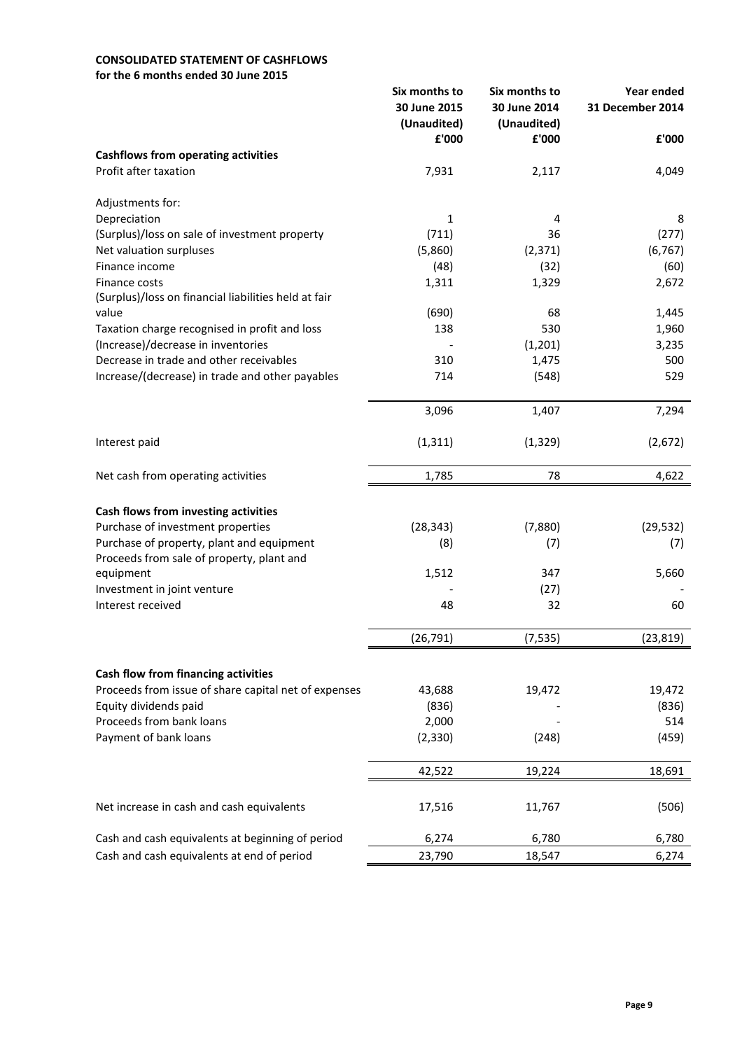**CONSOLIDATED STATEMENT OF CASHFLOWS**
**for the 6 months ended 30 June 2015**

| | Six months to 30 June 2015 (Unaudited) £'000 | Six months to 30 June 2014 (Unaudited) £'000 | Year ended 31 December 2014 £'000 |
|---|---|---|---|
| **Cashflows from operating activities** | | | |
| Profit after taxation | 7,931 | 2,117 | 4,049 |
| Adjustments for: | | | |
| Depreciation | 1 | 4 | 8 |
| (Surplus)/loss on sale of investment property | (711) | 36 | (277) |
| Net valuation surpluses | (5,860) | (2,371) | (6,767) |
| Finance income | (48) | (32) | (60) |
| Finance costs | 1,311 | 1,329 | 2,672 |
| (Surplus)/loss on financial liabilities held at fair value | (690) | 68 | 1,445 |
| Taxation charge recognised in profit and loss | 138 | 530 | 1,960 |
| (Increase)/decrease in inventories | - | (1,201) | 3,235 |
| Decrease in trade and other receivables | 310 | 1,475 | 500 |
| Increase/(decrease) in trade and other payables | 714 | (548) | 529 |
| | 3,096 | 1,407 | 7,294 |
| Interest paid | (1,311) | (1,329) | (2,672) |
| Net cash from operating activities | 1,785 | 78 | 4,622 |
| **Cash flows from investing activities** | | | |
| Purchase of investment properties | (28,343) | (7,880) | (29,532) |
| Purchase of property, plant and equipment | (8) | (7) | (7) |
| Proceeds from sale of property, plant and equipment | 1,512 | 347 | 5,660 |
| Investment in joint venture | - | (27) | - |
| Interest received | 48 | 32 | 60 |
| | (26,791) | (7,535) | (23,819) |
| **Cash flow from financing activities** | | | |
| Proceeds from issue of share capital net of expenses | 43,688 | 19,472 | 19,472 |
| Equity dividends paid | (836) | - | (836) |
| Proceeds from bank loans | 2,000 | - | 514 |
| Payment of bank loans | (2,330) | (248) | (459) |
| | 42,522 | 19,224 | 18,691 |
| Net increase in cash and cash equivalents | 17,516 | 11,767 | (506) |
| Cash and cash equivalents at beginning of period | 6,274 | 6,780 | 6,780 |
| Cash and cash equivalents at end of period | 23,790 | 18,547 | 6,274 |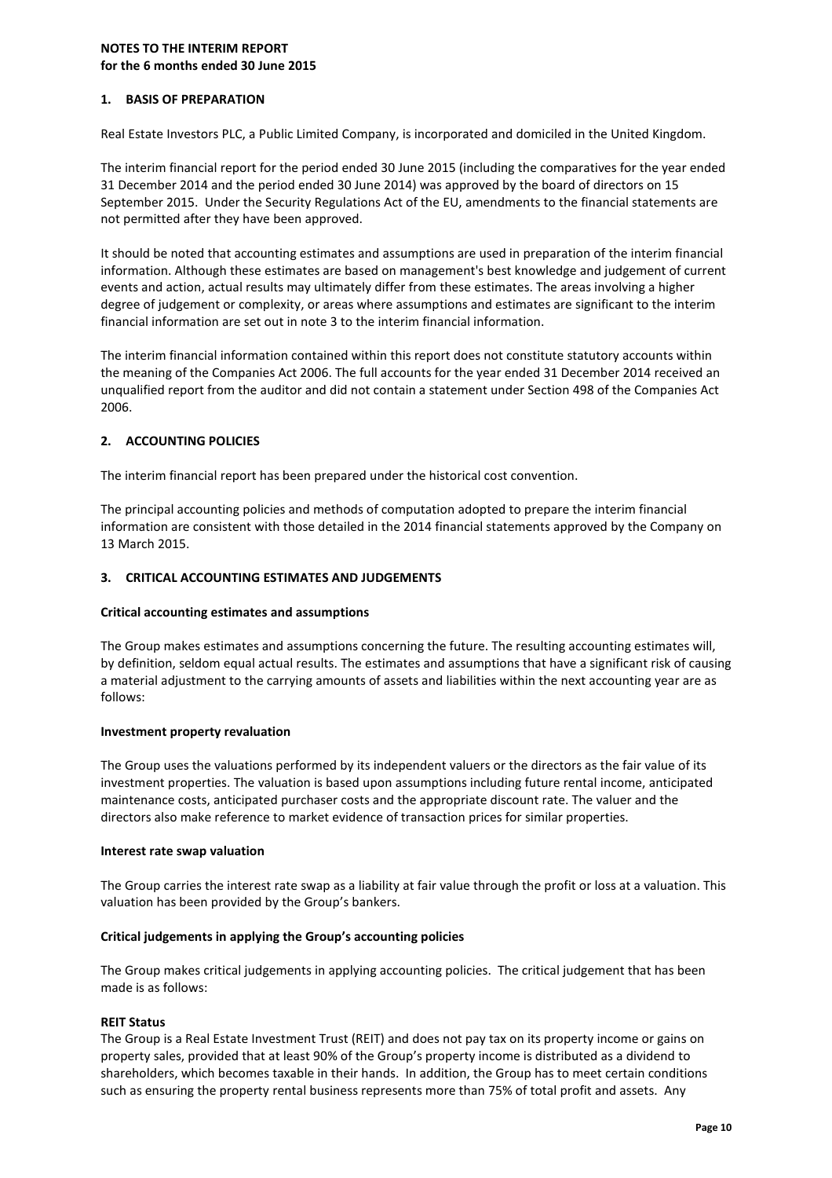**NOTES TO THE INTERIM REPORT**
**for the 6 months ended 30 June 2015**

## 1. BASIS OF PREPARATION

Real Estate Investors PLC, a Public Limited Company, is incorporated and domiciled in the United Kingdom.

The interim financial report for the period ended 30 June 2015 (including the comparatives for the year ended 31 December 2014 and the period ended 30 June 2014) was approved by the board of directors on 15 September 2015. Under the Security Regulations Act of the EU, amendments to the financial statements are not permitted after they have been approved.

It should be noted that accounting estimates and assumptions are used in preparation of the interim financial information. Although these estimates are based on management's best knowledge and judgement of current events and action, actual results may ultimately differ from these estimates. The areas involving a higher degree of judgement or complexity, or areas where assumptions and estimates are significant to the interim financial information are set out in note 3 to the interim financial information.

The interim financial information contained within this report does not constitute statutory accounts within the meaning of the Companies Act 2006. The full accounts for the year ended 31 December 2014 received an unqualified report from the auditor and did not contain a statement under Section 498 of the Companies Act 2006.

## 2. ACCOUNTING POLICIES

The interim financial report has been prepared under the historical cost convention.

The principal accounting policies and methods of computation adopted to prepare the interim financial information are consistent with those detailed in the 2014 financial statements approved by the Company on 13 March 2015.

## 3. CRITICAL ACCOUNTING ESTIMATES AND JUDGEMENTS

**Critical accounting estimates and assumptions**

The Group makes estimates and assumptions concerning the future. The resulting accounting estimates will, by definition, seldom equal actual results. The estimates and assumptions that have a significant risk of causing a material adjustment to the carrying amounts of assets and liabilities within the next accounting year are as follows:

**Investment property revaluation**

The Group uses the valuations performed by its independent valuers or the directors as the fair value of its investment properties. The valuation is based upon assumptions including future rental income, anticipated maintenance costs, anticipated purchaser costs and the appropriate discount rate. The valuer and the directors also make reference to market evidence of transaction prices for similar properties.

**Interest rate swap valuation**

The Group carries the interest rate swap as a liability at fair value through the profit or loss at a valuation. This valuation has been provided by the Group's bankers.

**Critical judgements in applying the Group's accounting policies**

The Group makes critical judgements in applying accounting policies. The critical judgement that has been made is as follows:

**REIT Status**

The Group is a Real Estate Investment Trust (REIT) and does not pay tax on its property income or gains on property sales, provided that at least 90% of the Group's property income is distributed as a dividend to shareholders, which becomes taxable in their hands. In addition, the Group has to meet certain conditions such as ensuring the property rental business represents more than 75% of total profit and assets. Any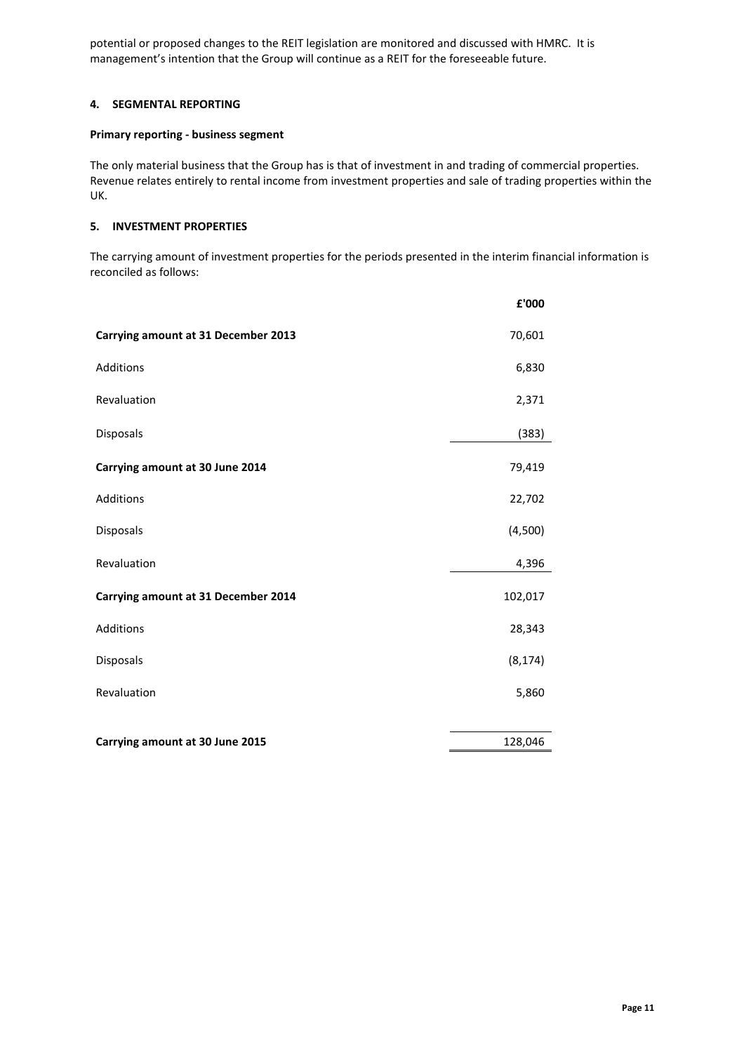potential or proposed changes to the REIT legislation are monitored and discussed with HMRC. It is management's intention that the Group will continue as a REIT for the foreseeable future.

### 4. SEGMENTAL REPORTING

**Primary reporting - business segment**

The only material business that the Group has is that of investment in and trading of commercial properties. Revenue relates entirely to rental income from investment properties and sale of trading properties within the UK.

### 5. INVESTMENT PROPERTIES

The carrying amount of investment properties for the periods presented in the interim financial information is reconciled as follows:

| | £'000 |
|---|---|
| **Carrying amount at 31 December 2013** | 70,601 |
| Additions | 6,830 |
| Revaluation | 2,371 |
| Disposals | (383) |
| **Carrying amount at 30 June 2014** | 79,419 |
| Additions | 22,702 |
| Disposals | (4,500) |
| Revaluation | 4,396 |
| **Carrying amount at 31 December 2014** | 102,017 |
| Additions | 28,343 |
| Disposals | (8,174) |
| Revaluation | 5,860 |
| **Carrying amount at 30 June 2015** | 128,046 |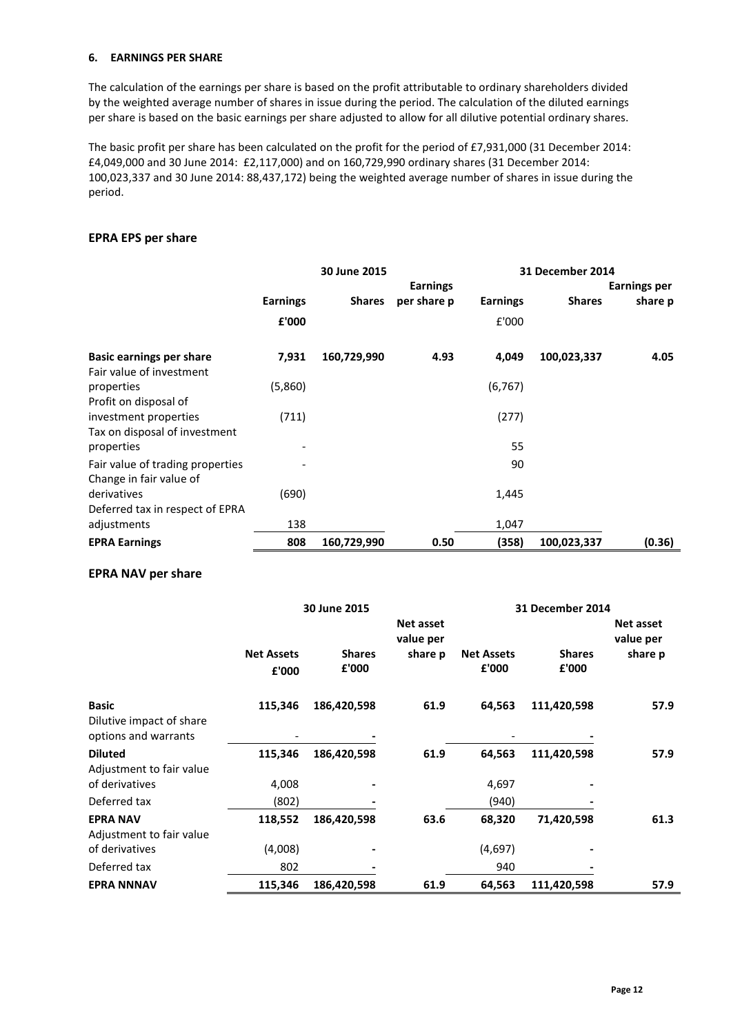**6. EARNINGS PER SHARE**

The calculation of the earnings per share is based on the profit attributable to ordinary shareholders divided by the weighted average number of shares in issue during the period. The calculation of the diluted earnings per share is based on the basic earnings per share adjusted to allow for all dilutive potential ordinary shares.

The basic profit per share has been calculated on the profit for the period of £7,931,000 (31 December 2014: £4,049,000 and 30 June 2014: £2,117,000) and on 160,729,990 ordinary shares (31 December 2014: 100,023,337 and 30 June 2014: 88,437,172) being the weighted average number of shares in issue during the period.

## EPRA EPS per share

| | 30 June 2015 | | | 31 December 2014 | | |
|---|---|---|---|---|---|---|
| | Earnings £'000 | Shares | Earnings per share p | Earnings £'000 | Shares | Earnings per share p |
| **Basic earnings per share** | **7,931** | **160,729,990** | **4.93** | **4,049** | **100,023,337** | **4.05** |
| Fair value of investment properties | (5,860) | | | (6,767) | | |
| Profit on disposal of investment properties | (711) | | | (277) | | |
| Tax on disposal of investment properties | - | | | 55 | | |
| Fair value of trading properties | - | | | 90 | | |
| Change in fair value of derivatives | (690) | | | 1,445 | | |
| Deferred tax in respect of EPRA adjustments | 138 | | | 1,047 | | |
| **EPRA Earnings** | **808** | **160,729,990** | **0.50** | **(358)** | **100,023,337** | **(0.36)** |

## EPRA NAV per share

| | 30 June 2015 | | | 31 December 2014 | | |
|---|---|---|---|---|---|---|
| | Net Assets £'000 | Shares £'000 | Net asset value per share p | Net Assets £'000 | Shares £'000 | Net asset value per share p |
| **Basic** | **115,346** | **186,420,598** | **61.9** | **64,563** | **111,420,598** | **57.9** |
| Dilutive impact of share options and warrants | - | - | | - | - | |
| **Diluted** | **115,346** | **186,420,598** | **61.9** | **64,563** | **111,420,598** | **57.9** |
| Adjustment to fair value of derivatives | 4,008 | - | | 4,697 | - | |
| Deferred tax | (802) | - | | (940) | - | |
| **EPRA NAV** | **118,552** | **186,420,598** | **63.6** | **68,320** | **71,420,598** | **61.3** |
| Adjustment to fair value of derivatives | (4,008) | - | | (4,697) | - | |
| Deferred tax | 802 | - | | 940 | - | |
| **EPRA NNNAV** | **115,346** | **186,420,598** | **61.9** | **64,563** | **111,420,598** | **57.9** |